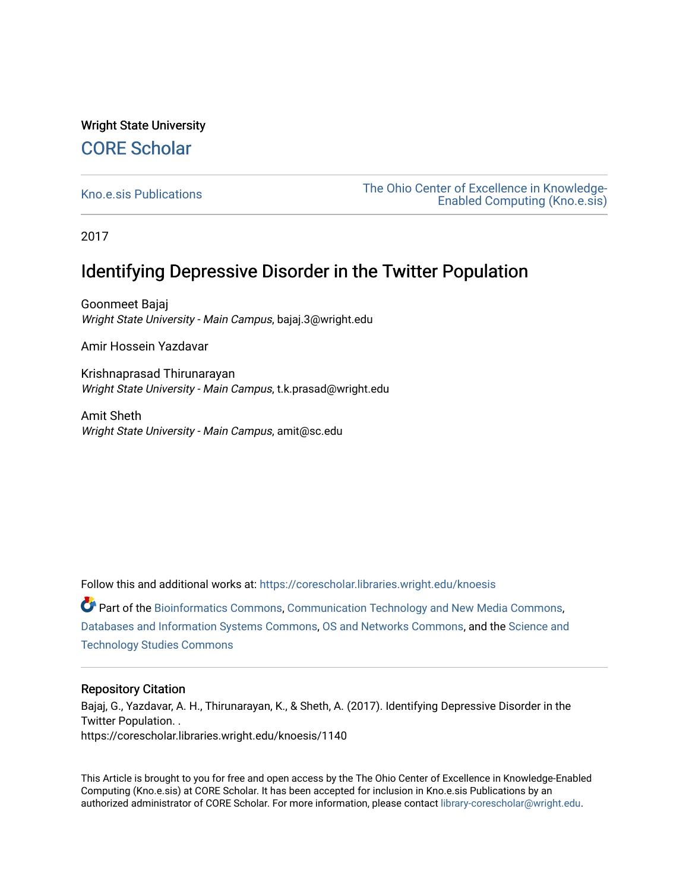Wright State University

## CORE Scholar

Kno.e.sis Publications

The Ohio Center of Excellence in Knowledge-Enabled Computing (Kno.e.sis)

2017

# Identifying Depressive Disorder in the Twitter Population

Goonmeet Bajaj
*Wright State University - Main Campus*, bajaj.3@wright.edu

Amir Hossein Yazdavar

Krishnaprasad Thirunarayan
*Wright State University - Main Campus*, t.k.prasad@wright.edu

Amit Sheth
*Wright State University - Main Campus*, amit@sc.edu

Follow this and additional works at: https://corescholar.libraries.wright.edu/knoesis

Part of the Bioinformatics Commons, Communication Technology and New Media Commons, Databases and Information Systems Commons, OS and Networks Commons, and the Science and Technology Studies Commons

### Repository Citation

Bajaj, G., Yazdavar, A. H., Thirunarayan, K., & Sheth, A. (2017). Identifying Depressive Disorder in the Twitter Population. .
https://corescholar.libraries.wright.edu/knoesis/1140

This Article is brought to you for free and open access by the The Ohio Center of Excellence in Knowledge-Enabled Computing (Kno.e.sis) at CORE Scholar. It has been accepted for inclusion in Kno.e.sis Publications by an authorized administrator of CORE Scholar. For more information, please contact library-corescholar@wright.edu.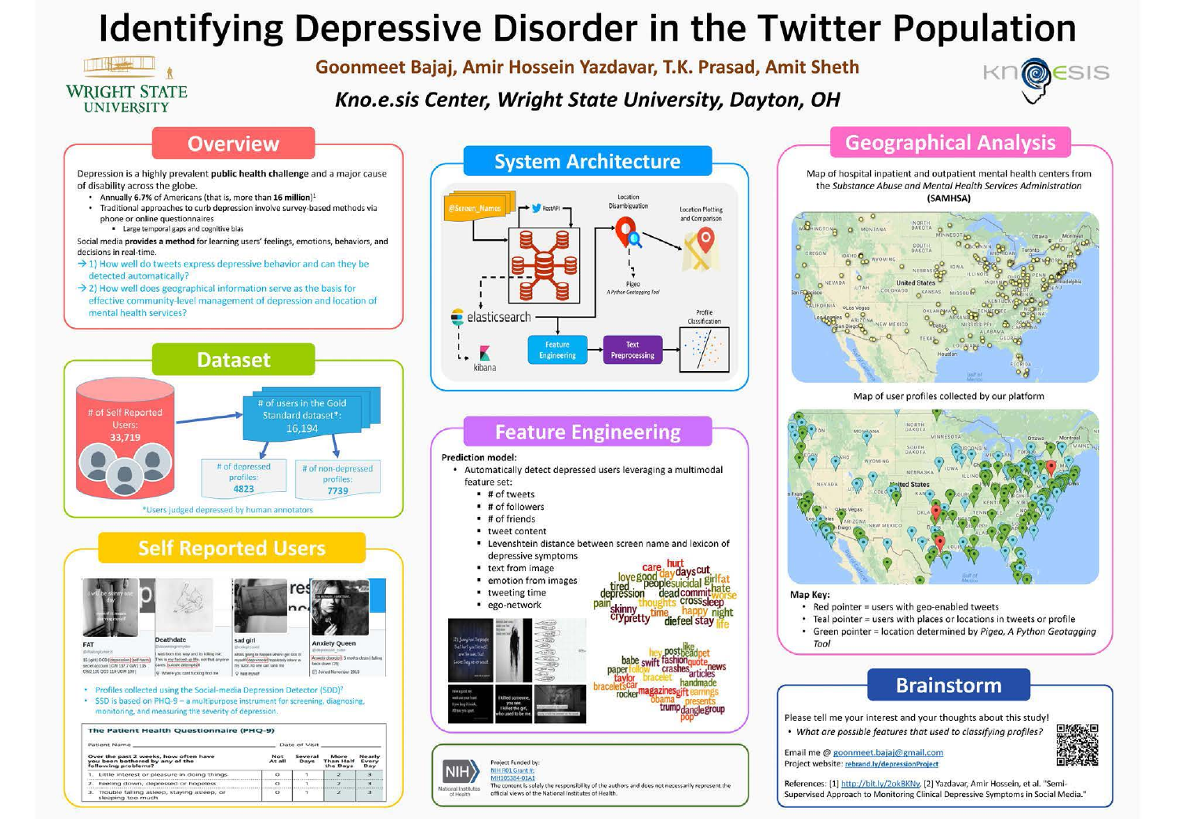# Identifying Depressive Disorder in the Twitter Population

**Goonmeet Bajaj, Amir Hossein Yazdavar, T.K. Prasad, Amit Sheth**

*Kno.e.sis Center, Wright State University, Dayton, OH*

## Overview

Depression is a highly prevalent **public health challenge** and a major cause of disability across the globe.

- Annually **6.7%** of Americans (that is, more than **16 million**)[1]
- Traditional approaches to curb depression involve survey-based methods via phone or online questionnaires
  - Large temporal gaps and cognitive bias

Social media **provides a method** for learning users' feelings, emotions, behaviors, and decisions in real-time.

→ 1) How well do tweets express depressive behavior and can they be detected automatically?

→ 2) How well does geographical information serve as the basis for effective community-level management of depression and location of mental health services?

## Dataset

# of Self Reported Users: 33,719

# of users in the Gold Standard dataset*: 16,194

# of depressed profiles: 4823

# of non-depressed profiles: 7739

*Users judged depressed by human annotators

## Self Reported Users

- Profiles collected using the Social-media Depression Detector (SDD)[2]
- SDD is based on PHQ-9 – a multipurpose instrument for screening, diagnosing, monitoring, and measuring the severity of depression.

**The Patient Health Questionnaire (PHQ-9)**

Patient Name ______ Date of Visit ______

| Over the past 2 weeks, how often have you been bothered by any of the following problems? | Not At all | Several Days | More Than Half the Days | Nearly Every Day |
|---|---|---|---|---|
| 1. Little interest or pleasure in doing things | 0 | 1 | 2 | 3 |
| 2. Feeling down, depressed or hopeless | 0 | 1 | 2 | 3 |
| 3. Trouble falling asleep, staying asleep, or sleeping too much | 0 | 1 | 2 | 3 |

## System Architecture

@Screen_Names → RestAPI → Location Disambiguation → Location Plotting and Comparison

Pigeo: A Python Geotagging Tool

elasticsearch, kibana

Feature Engineering → Text Preprocessing → Profile Classification

## Feature Engineering

**Prediction model:**

- Automatically detect depressed users leveraging a multimodal feature set:
  - # of tweets
  - # of followers
  - # of friends
  - tweet content
  - Levenshtein distance between screen name and lexicon of depressive symptoms
  - text from image
  - emotion from images
  - tweeting time
  - ego-network

Project Funded by: NIH R01 Grant #: MH105384-01A1

The content is solely the responsibility of the authors and does not necessarily represent the official views of the National Institutes of Health.

## Geographical Analysis

Map of hospital inpatient and outpatient mental health centers from the *Substance Abuse and Mental Health Services Administration* **(SAMHSA)**

Map of user profiles collected by our platform

**Map Key:**

- Red pointer = users with geo-enabled tweets
- Teal pointer = users with places or locations in tweets or profile
- Green pointer = location determined by *Pigeo, A Python Geotagging Tool*

## Brainstorm

Please tell me your interest and your thoughts about this study!

- *What are possible features that used to classifying profiles?*

Email me @ goonmeet.bajaj@gmail.com

Project website: rebrand.ly/depressionProject

References: [1] http://bit.ly/2okBKNy, [2] Yazdavar, Amir Hossein, et al. "Semi-Supervised Approach to Monitoring Clinical Depressive Symptoms in Social Media."